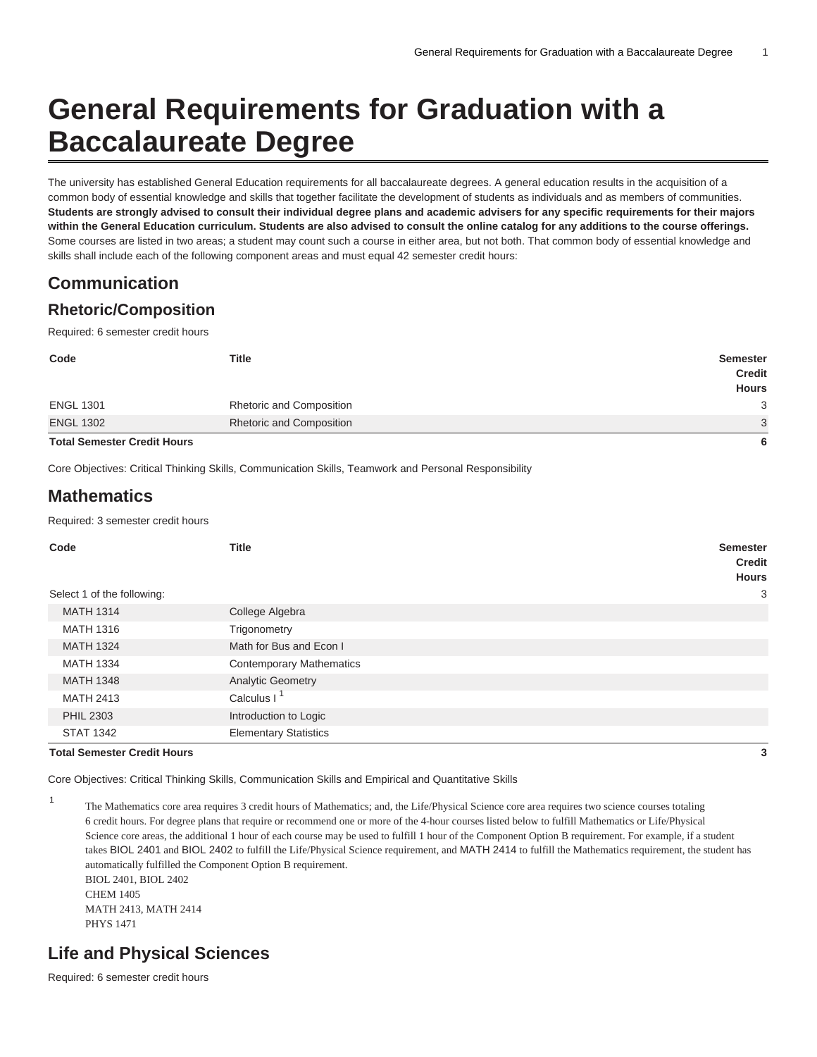# General Requirements for Graduation with a Baccalaureate Degree

The university has established General Education requirements for all baccalaureate degrees. A general education results in the acquisition of a common body of essential knowledge and skills that together facilitate the development of students as individuals and as members of communities. **Students are strongly advised to consult their individual degree plans and academic advisers for any specific requirements for their majors within the General Education curriculum. Students are also advised to consult the online catalog for any additions to the course offerings.** Some courses are listed in two areas; a student may count such a course in either area, but not both. That common body of essential knowledge and skills shall include each of the following component areas and must equal 42 semester credit hours:

## Communication

### Rhetoric/Composition

Required: 6 semester credit hours

| Code | Title | Semester Credit Hours |
|---|---|---|
| ENGL 1301 | Rhetoric and Composition | 3 |
| ENGL 1302 | Rhetoric and Composition | 3 |
| **Total Semester Credit Hours** | | **6** |

Core Objectives: Critical Thinking Skills, Communication Skills, Teamwork and Personal Responsibility

## Mathematics

Required: 3 semester credit hours

| Code | Title | Semester Credit Hours |
|---|---|---|
| Select 1 of the following: | | 3 |
| MATH 1314 | College Algebra | |
| MATH 1316 | Trigonometry | |
| MATH 1324 | Math for Bus and Econ I | |
| MATH 1334 | Contemporary Mathematics | |
| MATH 1348 | Analytic Geometry | |
| MATH 2413 | Calculus I [1] | |
| PHIL 2303 | Introduction to Logic | |
| STAT 1342 | Elementary Statistics | |
| **Total Semester Credit Hours** | | **3** |

Core Objectives: Critical Thinking Skills, Communication Skills and Empirical and Quantitative Skills

1. The Mathematics core area requires 3 credit hours of Mathematics; and, the Life/Physical Science core area requires two science courses totaling 6 credit hours. For degree plans that require or recommend one or more of the 4-hour courses listed below to fulfill Mathematics or Life/Physical Science core areas, the additional 1 hour of each course may be used to fulfill 1 hour of the Component Option B requirement. For example, if a student takes BIOL 2401 and BIOL 2402 to fulfill the Life/Physical Science requirement, and MATH 2414 to fulfill the Mathematics requirement, the student has automatically fulfilled the Component Option B requirement.
   BIOL 2401, BIOL 2402
   CHEM 1405
   MATH 2413, MATH 2414
   PHYS 1471

## Life and Physical Sciences

Required: 6 semester credit hours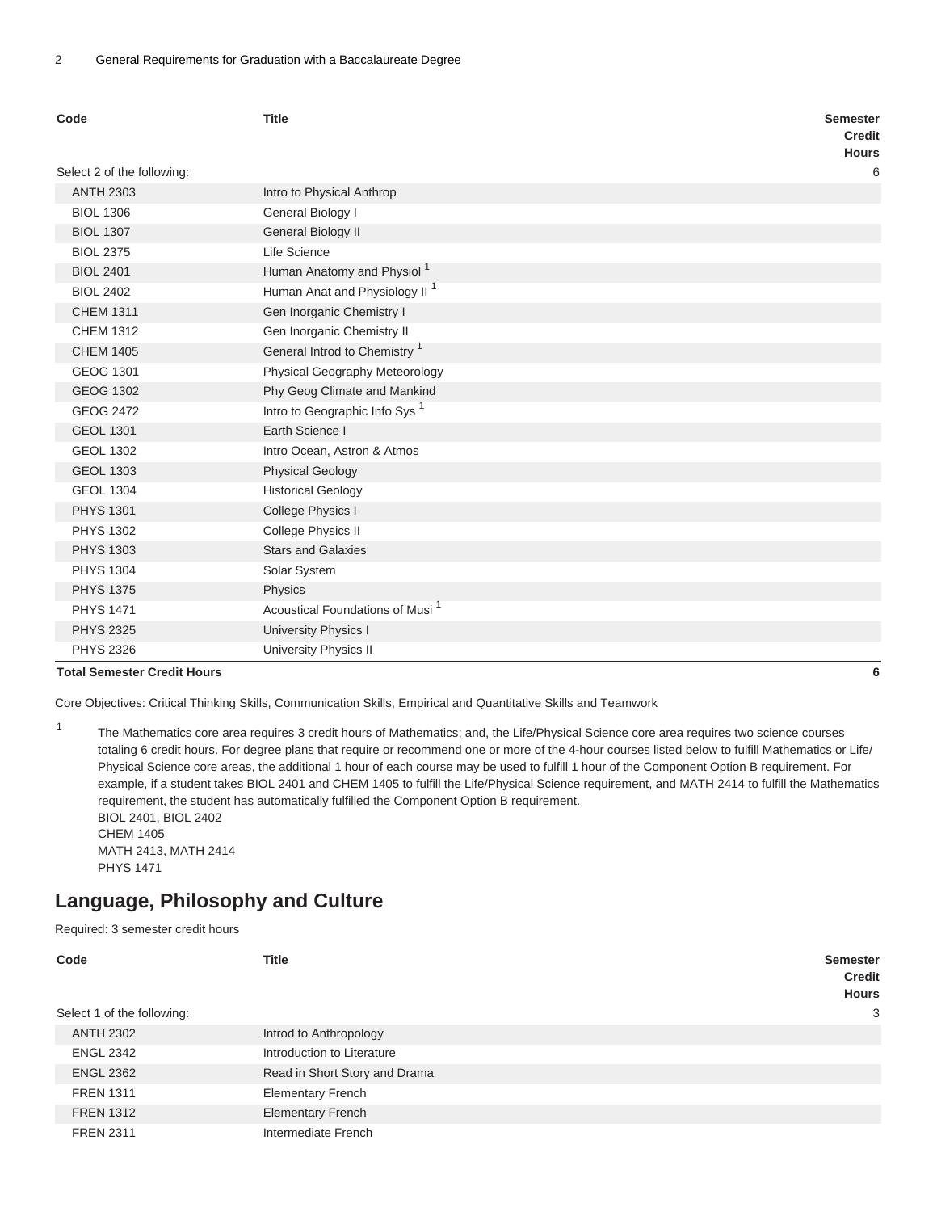| Code | Title | Semester Credit Hours |
|---|---|---|
| Select 2 of the following: | | 6 |
| ANTH 2303 | Intro to Physical Anthrop | |
| BIOL 1306 | General Biology I | |
| BIOL 1307 | General Biology II | |
| BIOL 2375 | Life Science | |
| BIOL 2401 | Human Anatomy and Physiol [1] | |
| BIOL 2402 | Human Anat and Physiology II [1] | |
| CHEM 1311 | Gen Inorganic Chemistry I | |
| CHEM 1312 | Gen Inorganic Chemistry II | |
| CHEM 1405 | General Introd to Chemistry [1] | |
| GEOG 1301 | Physical Geography Meteorology | |
| GEOG 1302 | Phy Geog Climate and Mankind | |
| GEOG 2472 | Intro to Geographic Info Sys [1] | |
| GEOL 1301 | Earth Science I | |
| GEOL 1302 | Intro Ocean, Astron & Atmos | |
| GEOL 1303 | Physical Geology | |
| GEOL 1304 | Historical Geology | |
| PHYS 1301 | College Physics I | |
| PHYS 1302 | College Physics II | |
| PHYS 1303 | Stars and Galaxies | |
| PHYS 1304 | Solar System | |
| PHYS 1375 | Physics | |
| PHYS 1471 | Acoustical Foundations of Musi [1] | |
| PHYS 2325 | University Physics I | |
| PHYS 2326 | University Physics II | |
| **Total Semester Credit Hours** | | **6** |

Core Objectives: Critical Thinking Skills, Communication Skills, Empirical and Quantitative Skills and Teamwork

1. The Mathematics core area requires 3 credit hours of Mathematics; and, the Life/Physical Science core area requires two science courses totaling 6 credit hours. For degree plans that require or recommend one or more of the 4-hour courses listed below to fulfill Mathematics or Life/Physical Science core areas, the additional 1 hour of each course may be used to fulfill 1 hour of the Component Option B requirement. For example, if a student takes BIOL 2401 and CHEM 1405 to fulfill the Life/Physical Science requirement, and MATH 2414 to fulfill the Mathematics requirement, the student has automatically fulfilled the Component Option B requirement.
   BIOL 2401, BIOL 2402
   CHEM 1405
   MATH 2413, MATH 2414
   PHYS 1471

## Language, Philosophy and Culture

Required: 3 semester credit hours

| Code | Title | Semester Credit Hours |
|---|---|---|
| Select 1 of the following: | | 3 |
| ANTH 2302 | Introd to Anthropology | |
| ENGL 2342 | Introduction to Literature | |
| ENGL 2362 | Read in Short Story and Drama | |
| FREN 1311 | Elementary French | |
| FREN 1312 | Elementary French | |
| FREN 2311 | Intermediate French | |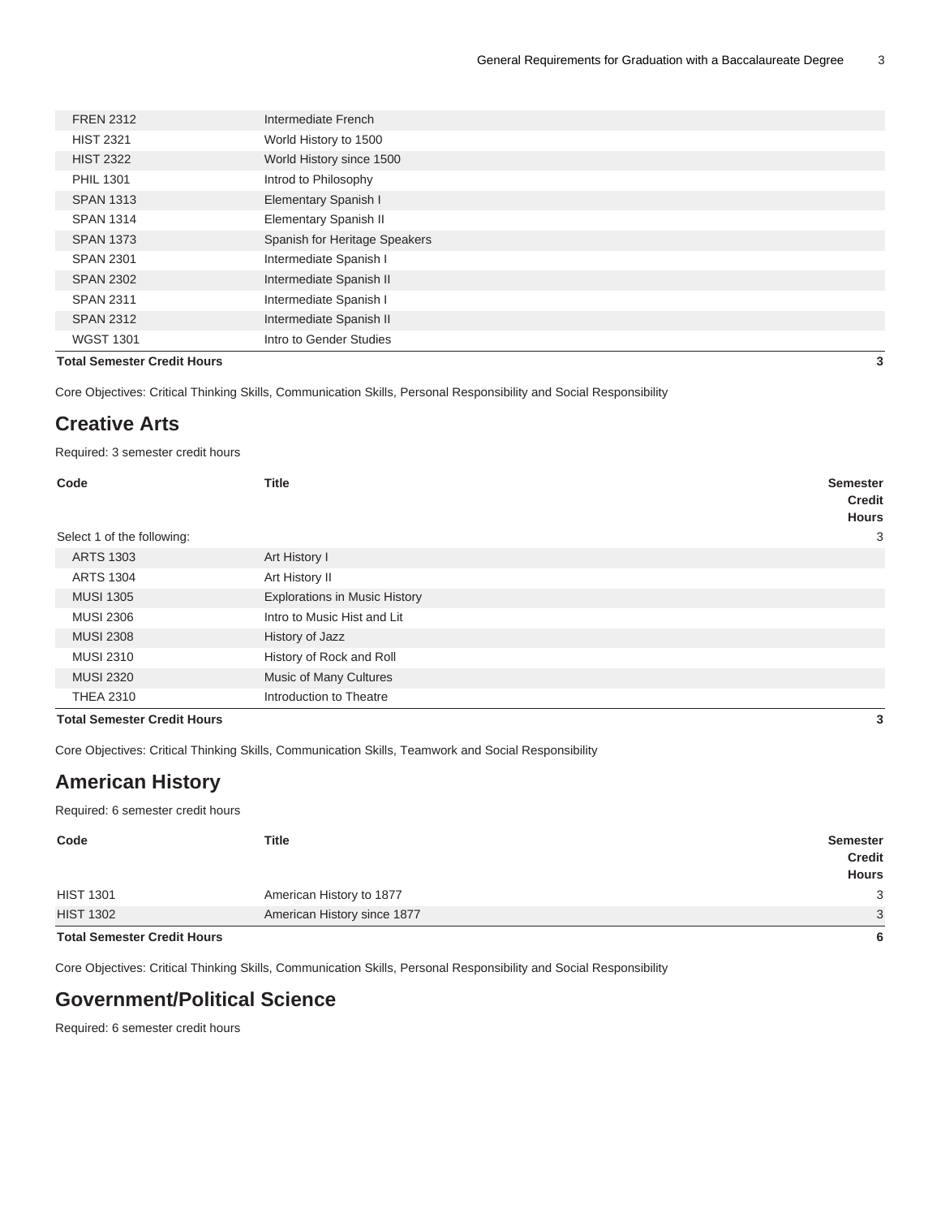| Code | Title | Semester Credit Hours |
| --- | --- | --- |
| FREN 2312 | Intermediate French | |
| HIST 2321 | World History to 1500 | |
| HIST 2322 | World History since 1500 | |
| PHIL 1301 | Introd to Philosophy | |
| SPAN 1313 | Elementary Spanish I | |
| SPAN 1314 | Elementary Spanish II | |
| SPAN 1373 | Spanish for Heritage Speakers | |
| SPAN 2301 | Intermediate Spanish I | |
| SPAN 2302 | Intermediate Spanish II | |
| SPAN 2311 | Intermediate Spanish I | |
| SPAN 2312 | Intermediate Spanish II | |
| WGST 1301 | Intro to Gender Studies | |
| **Total Semester Credit Hours** | | **3** |

Core Objectives: Critical Thinking Skills, Communication Skills, Personal Responsibility and Social Responsibility

## Creative Arts

Required: 3 semester credit hours

| Code | Title | Semester Credit Hours |
| --- | --- | --- |
| Select 1 of the following: | | 3 |
| ARTS 1303 | Art History I | |
| ARTS 1304 | Art History II | |
| MUSI 1305 | Explorations in Music History | |
| MUSI 2306 | Intro to Music Hist and Lit | |
| MUSI 2308 | History of Jazz | |
| MUSI 2310 | History of Rock and Roll | |
| MUSI 2320 | Music of Many Cultures | |
| THEA 2310 | Introduction to Theatre | |
| **Total Semester Credit Hours** | | **3** |

Core Objectives: Critical Thinking Skills, Communication Skills, Teamwork and Social Responsibility

## American History

Required: 6 semester credit hours

| Code | Title | Semester Credit Hours |
| --- | --- | --- |
| HIST 1301 | American History to 1877 | 3 |
| HIST 1302 | American History since 1877 | 3 |
| **Total Semester Credit Hours** | | **6** |

Core Objectives: Critical Thinking Skills, Communication Skills, Personal Responsibility and Social Responsibility

## Government/Political Science

Required: 6 semester credit hours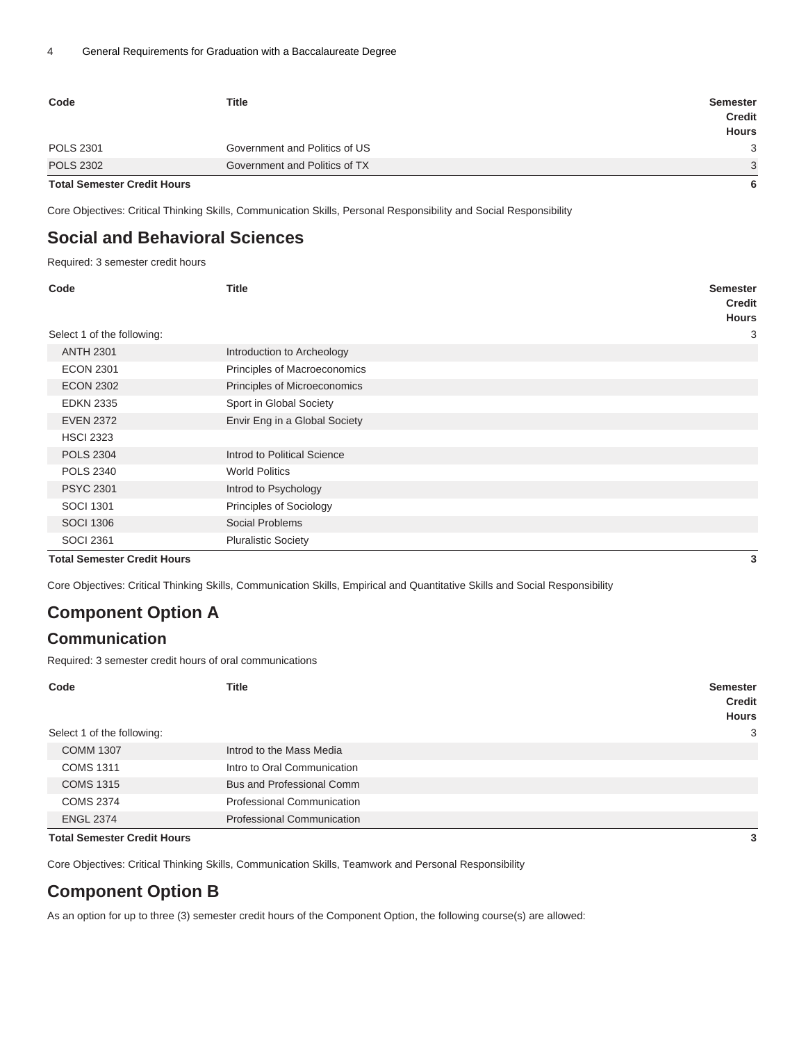| Code | Title | Semester Credit Hours |
|---|---|---|
| POLS 2301 | Government and Politics of US | 3 |
| POLS 2302 | Government and Politics of TX | 3 |
| **Total Semester Credit Hours** | | **6** |

Core Objectives: Critical Thinking Skills, Communication Skills, Personal Responsibility and Social Responsibility

## Social and Behavioral Sciences

Required: 3 semester credit hours

| Code | Title | Semester Credit Hours |
|---|---|---|
| Select 1 of the following: | | 3 |
| ANTH 2301 | Introduction to Archeology | |
| ECON 2301 | Principles of Macroeconomics | |
| ECON 2302 | Principles of Microeconomics | |
| EDKN 2335 | Sport in Global Society | |
| EVEN 2372 | Envir Eng in a Global Society | |
| HSCI 2323 | | |
| POLS 2304 | Introd to Political Science | |
| POLS 2340 | World Politics | |
| PSYC 2301 | Introd to Psychology | |
| SOCI 1301 | Principles of Sociology | |
| SOCI 1306 | Social Problems | |
| SOCI 2361 | Pluralistic Society | |
| **Total Semester Credit Hours** | | **3** |

Core Objectives: Critical Thinking Skills, Communication Skills, Empirical and Quantitative Skills and Social Responsibility

## Component Option A

### Communication

Required: 3 semester credit hours of oral communications

| Code | Title | Semester Credit Hours |
|---|---|---|
| Select 1 of the following: | | 3 |
| COMM 1307 | Introd to the Mass Media | |
| COMS 1311 | Intro to Oral Communication | |
| COMS 1315 | Bus and Professional Comm | |
| COMS 2374 | Professional Communication | |
| ENGL 2374 | Professional Communication | |
| **Total Semester Credit Hours** | | **3** |

Core Objectives: Critical Thinking Skills, Communication Skills, Teamwork and Personal Responsibility

## Component Option B

As an option for up to three (3) semester credit hours of the Component Option, the following course(s) are allowed: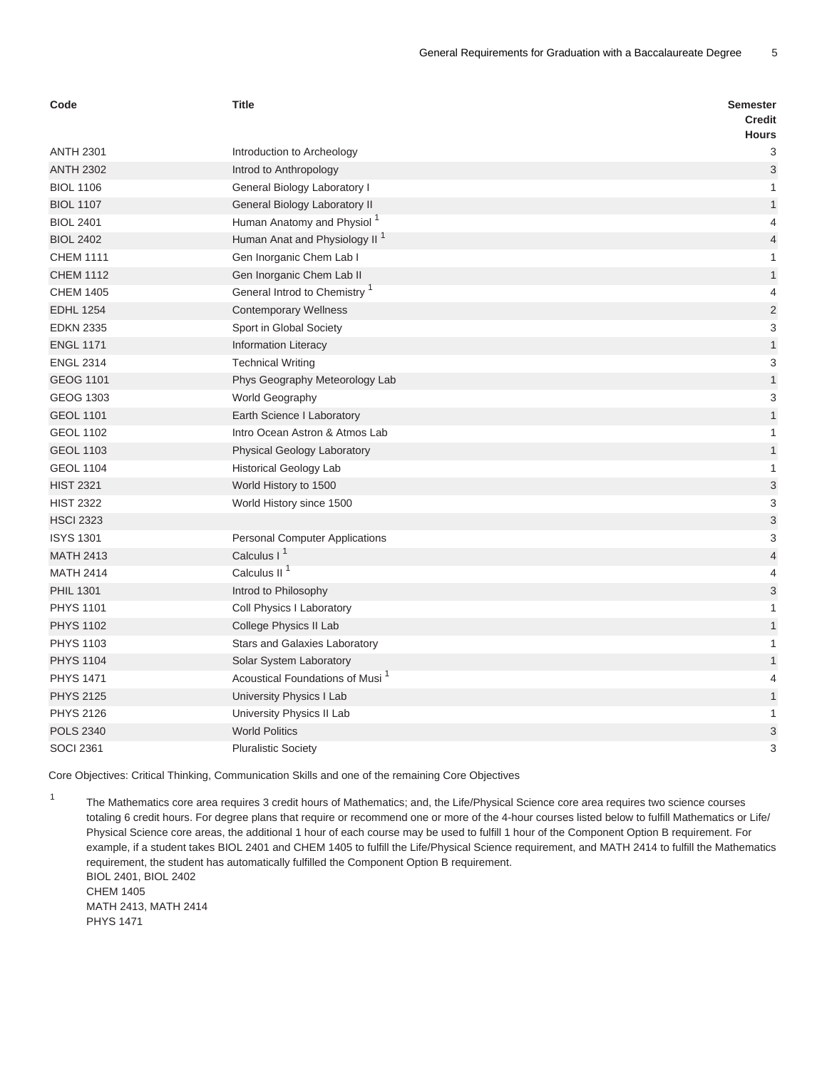| Code | Title | Semester Credit Hours |
|---|---|---|
| ANTH 2301 | Introduction to Archeology | 3 |
| ANTH 2302 | Introd to Anthropology | 3 |
| BIOL 1106 | General Biology Laboratory I | 1 |
| BIOL 1107 | General Biology Laboratory II | 1 |
| BIOL 2401 | Human Anatomy and Physiol [1] | 4 |
| BIOL 2402 | Human Anat and Physiology II [1] | 4 |
| CHEM 1111 | Gen Inorganic Chem Lab I | 1 |
| CHEM 1112 | Gen Inorganic Chem Lab II | 1 |
| CHEM 1405 | General Introd to Chemistry [1] | 4 |
| EDHL 1254 | Contemporary Wellness | 2 |
| EDKN 2335 | Sport in Global Society | 3 |
| ENGL 1171 | Information Literacy | 1 |
| ENGL 2314 | Technical Writing | 3 |
| GEOG 1101 | Phys Geography Meteorology Lab | 1 |
| GEOG 1303 | World Geography | 3 |
| GEOL 1101 | Earth Science I Laboratory | 1 |
| GEOL 1102 | Intro Ocean Astron & Atmos Lab | 1 |
| GEOL 1103 | Physical Geology Laboratory | 1 |
| GEOL 1104 | Historical Geology Lab | 1 |
| HIST 2321 | World History to 1500 | 3 |
| HIST 2322 | World History since 1500 | 3 |
| HSCI 2323 | | 3 |
| ISYS 1301 | Personal Computer Applications | 3 |
| MATH 2413 | Calculus I [1] | 4 |
| MATH 2414 | Calculus II [1] | 4 |
| PHIL 1301 | Introd to Philosophy | 3 |
| PHYS 1101 | Coll Physics I Laboratory | 1 |
| PHYS 1102 | College Physics II Lab | 1 |
| PHYS 1103 | Stars and Galaxies Laboratory | 1 |
| PHYS 1104 | Solar System Laboratory | 1 |
| PHYS 1471 | Acoustical Foundations of Musi [1] | 4 |
| PHYS 2125 | University Physics I Lab | 1 |
| PHYS 2126 | University Physics II Lab | 1 |
| POLS 2340 | World Politics | 3 |
| SOCI 2361 | Pluralistic Society | 3 |

Core Objectives: Critical Thinking, Communication Skills and one of the remaining Core Objectives

[1] The Mathematics core area requires 3 credit hours of Mathematics; and, the Life/Physical Science core area requires two science courses totaling 6 credit hours. For degree plans that require or recommend one or more of the 4-hour courses listed below to fulfill Mathematics or Life/Physical Science core areas, the additional 1 hour of each course may be used to fulfill 1 hour of the Component Option B requirement. For example, if a student takes BIOL 2401 and CHEM 1405 to fulfill the Life/Physical Science requirement, and MATH 2414 to fulfill the Mathematics requirement, the student has automatically fulfilled the Component Option B requirement.

BIOL 2401, BIOL 2402
CHEM 1405
MATH 2413, MATH 2414
PHYS 1471